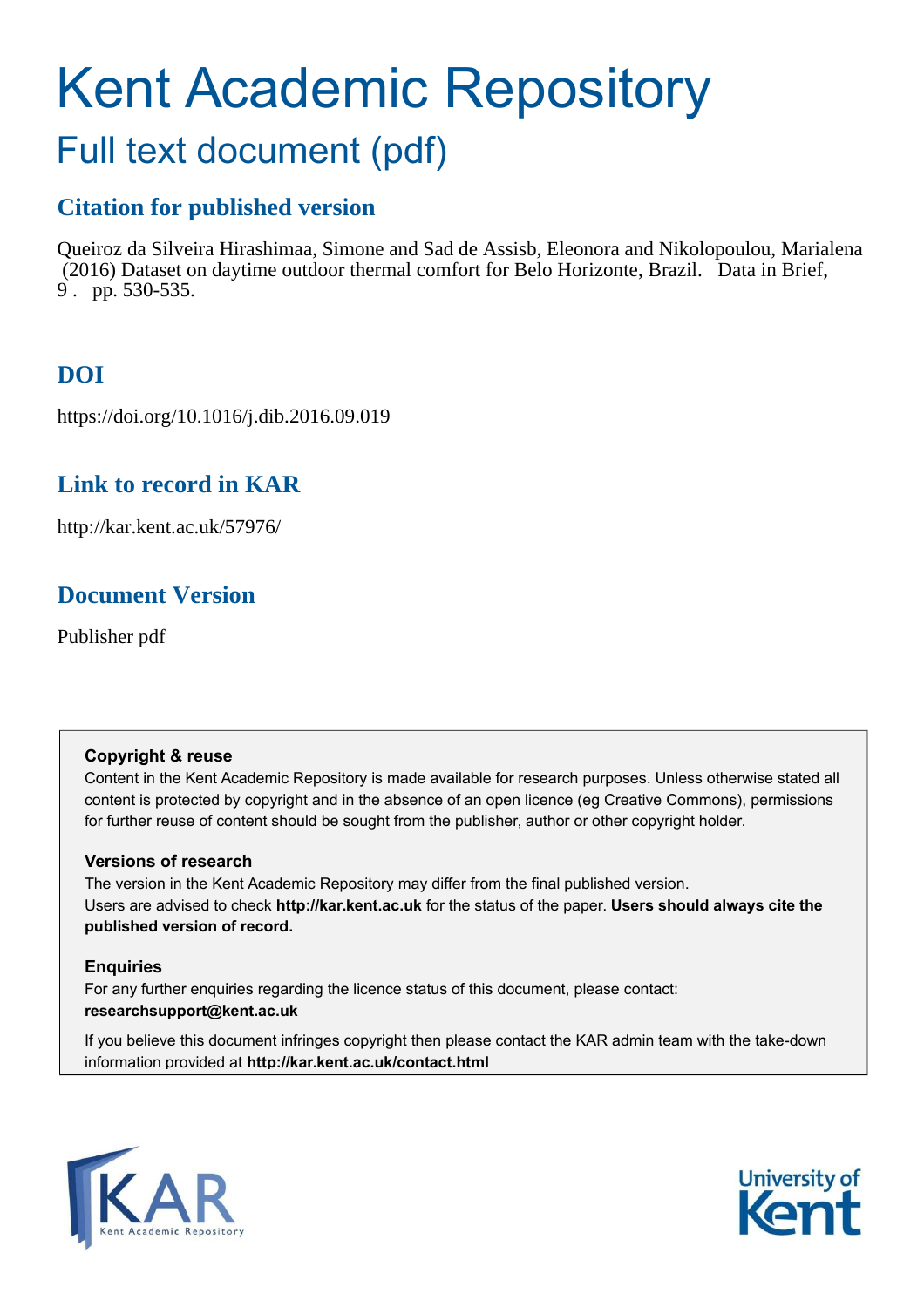# Kent Academic Repository

## Full text document (pdf)

### Citation for published version

Queiroz da Silveira Hirashimaa, Simone and Sad de Assisb, Eleonora and Nikolopoulou, Marialena (2016) Dataset on daytime outdoor thermal comfort for Belo Horizonte, Brazil. Data in Brief, 9 . pp. 530-535.

### DOI

https://doi.org/10.1016/j.dib.2016.09.019

### Link to record in KAR

http://kar.kent.ac.uk/57976/

### Document Version

Publisher pdf

**Copyright & reuse**

Content in the Kent Academic Repository is made available for research purposes. Unless otherwise stated all content is protected by copyright and in the absence of an open licence (eg Creative Commons), permissions for further reuse of content should be sought from the publisher, author or other copyright holder.

**Versions of research**

The version in the Kent Academic Repository may differ from the final published version. Users are advised to check **http://kar.kent.ac.uk** for the status of the paper. **Users should always cite the published version of record.**

**Enquiries**

For any further enquiries regarding the licence status of this document, please contact: **researchsupport@kent.ac.uk**

If you believe this document infringes copyright then please contact the KAR admin team with the take-down information provided at **http://kar.kent.ac.uk/contact.html**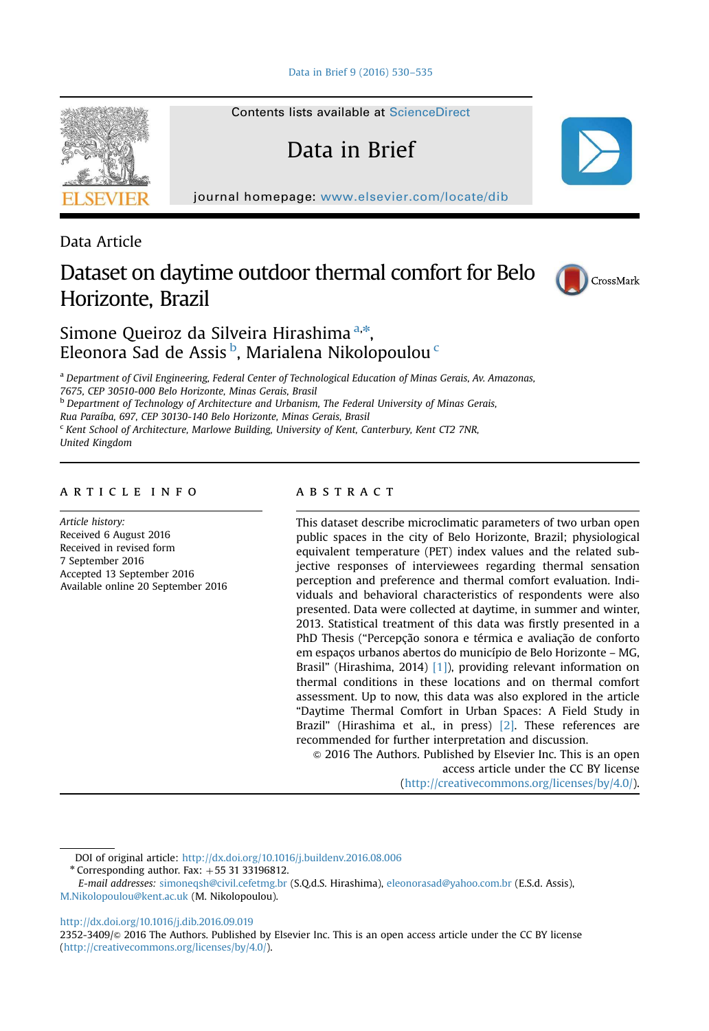Data Article

# Dataset on daytime outdoor thermal comfort for Belo Horizonte, Brazil

Simone Queiroz da Silveira Hirashima [a,*], Eleonora Sad de Assis [b], Marialena Nikolopoulou [c]

[a] *Department of Civil Engineering, Federal Center of Technological Education of Minas Gerais, Av. Amazonas, 7675, CEP 30510-000 Belo Horizonte, Minas Gerais, Brasil*
[b] *Department of Technology of Architecture and Urbanism, The Federal University of Minas Gerais, Rua Paraíba, 697, CEP 30130-140 Belo Horizonte, Minas Gerais, Brasil*
[c] *Kent School of Architecture, Marlowe Building, University of Kent, Canterbury, Kent CT2 7NR, United Kingdom*

## ARTICLE INFO

*Article history:*
Received 6 August 2016
Received in revised form
7 September 2016
Accepted 13 September 2016
Available online 20 September 2016

## ABSTRACT

This dataset describe microclimatic parameters of two urban open public spaces in the city of Belo Horizonte, Brazil; physiological equivalent temperature (PET) index values and the related subjective responses of interviewees regarding thermal sensation perception and preference and thermal comfort evaluation. Individuals and behavioral characteristics of respondents were also presented. Data were collected at daytime, in summer and winter, 2013. Statistical treatment of this data was firstly presented in a PhD Thesis ("Percepção sonora e térmica e avaliação de conforto em espaços urbanos abertos do município de Belo Horizonte – MG, Brasil" (Hirashima, 2014) [1]), providing relevant information on thermal conditions in these locations and on thermal comfort assessment. Up to now, this data was also explored in the article "Daytime Thermal Comfort in Urban Spaces: A Field Study in Brazil" (Hirashima et al., in press) [2]. These references are recommended for further interpretation and discussion.

© 2016 The Authors. Published by Elsevier Inc. This is an open access article under the CC BY license (http://creativecommons.org/licenses/by/4.0/).

DOI of original article: http://dx.doi.org/10.1016/j.buildenv.2016.08.006
* Corresponding author. Fax: +55 31 33196812.
*E-mail addresses:* simoneqsh@civil.cefetmg.br (S.Q.d.S. Hirashima), eleonorasad@yahoo.com.br (E.S.d. Assis), M.Nikolopoulou@kent.ac.uk (M. Nikolopoulou).

http://dx.doi.org/10.1016/j.dib.2016.09.019
2352-3409/© 2016 The Authors. Published by Elsevier Inc. This is an open access article under the CC BY license (http://creativecommons.org/licenses/by/4.0/).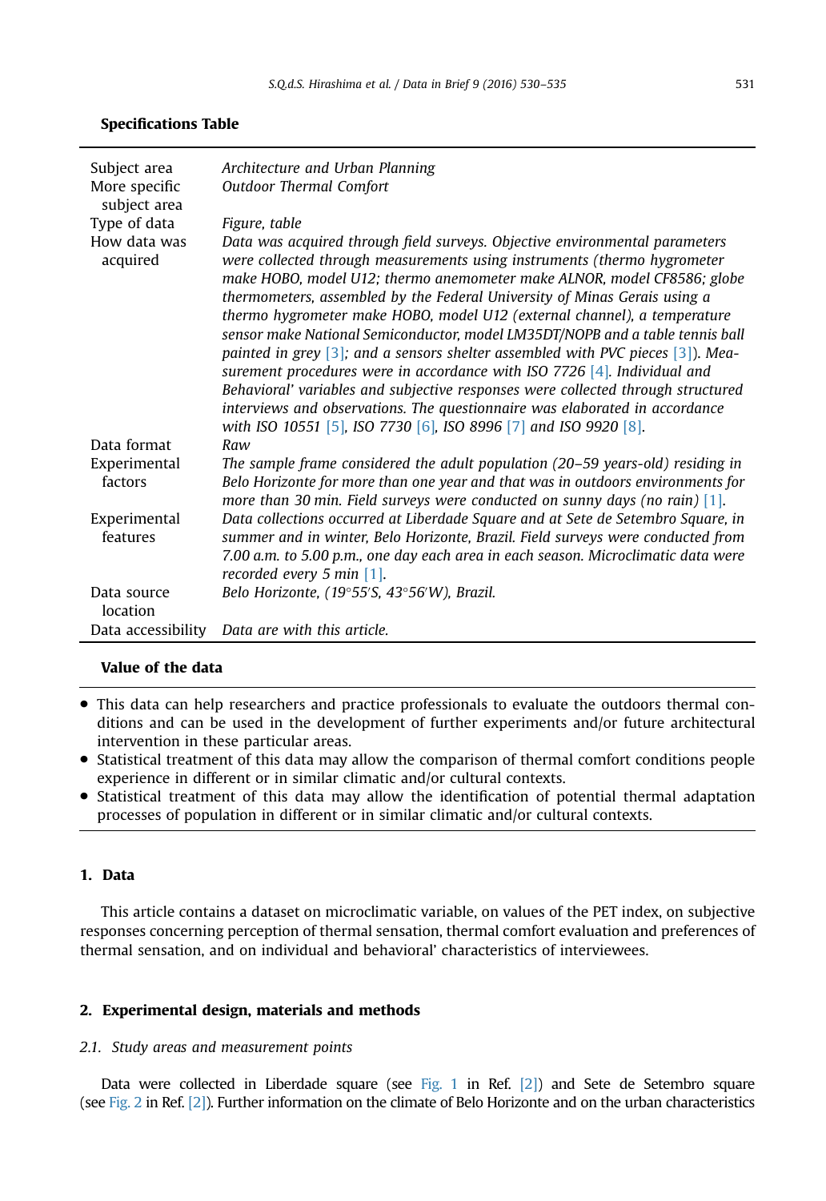**Specifications Table**

| | |
|---|---|
| Subject area | *Architecture and Urban Planning* |
| More specific subject area | *Outdoor Thermal Comfort* |
| Type of data | *Figure, table* |
| How data was acquired | *Data was acquired through field surveys. Objective environmental parameters were collected through measurements using instruments (thermo hygrometer make HOBO, model U12; thermo anemometer make ALNOR, model CF8586; globe thermometers, assembled by the Federal University of Minas Gerais using a thermo hygrometer make HOBO, model U12 (external channel), a temperature sensor make National Semiconductor, model LM35DT/NOPB and a table tennis ball painted in grey [3]; and a sensors shelter assembled with PVC pieces [3]). Measurement procedures were in accordance with ISO 7726 [4]. Individual and Behavioral' variables and subjective responses were collected through structured interviews and observations. The questionnaire was elaborated in accordance with ISO 10551 [5], ISO 7730 [6], ISO 8996 [7] and ISO 9920 [8].* |
| Data format | *Raw* |
| Experimental factors | *The sample frame considered the adult population (20–59 years-old) residing in Belo Horizonte for more than one year and that was in outdoors environments for more than 30 min. Field surveys were conducted on sunny days (no rain) [1].* |
| Experimental features | *Data collections occurred at Liberdade Square and at Sete de Setembro Square, in summer and in winter, Belo Horizonte, Brazil. Field surveys were conducted from 7.00 a.m. to 5.00 p.m., one day each area in each season. Microclimatic data were recorded every 5 min [1].* |
| Data source location | *Belo Horizonte, (19°55′S, 43°56′W), Brazil.* |
| Data accessibility | *Data are with this article.* |

**Value of the data**

- This data can help researchers and practice professionals to evaluate the outdoors thermal conditions and can be used in the development of further experiments and/or future architectural intervention in these particular areas.
- Statistical treatment of this data may allow the comparison of thermal comfort conditions people experience in different or in similar climatic and/or cultural contexts.
- Statistical treatment of this data may allow the identification of potential thermal adaptation processes of population in different or in similar climatic and/or cultural contexts.

## 1. Data

This article contains a dataset on microclimatic variable, on values of the PET index, on subjective responses concerning perception of thermal sensation, thermal comfort evaluation and preferences of thermal sensation, and on individual and behavioral' characteristics of interviewees.

## 2. Experimental design, materials and methods

### 2.1. Study areas and measurement points

Data were collected in Liberdade square (see Fig. 1 in Ref. [2]) and Sete de Setembro square (see Fig. 2 in Ref. [2]). Further information on the climate of Belo Horizonte and on the urban characteristics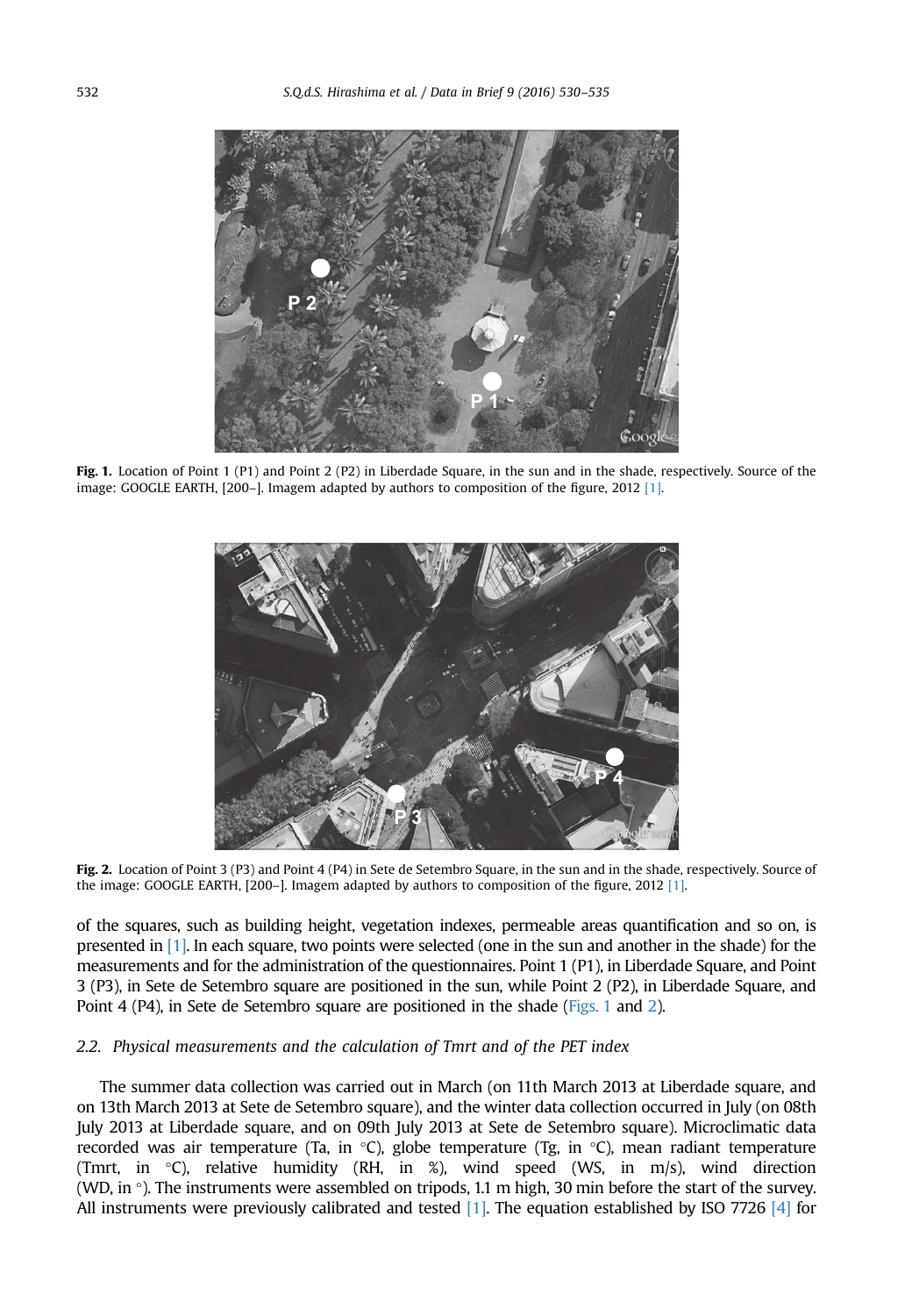**Fig. 1.** Location of Point 1 (P1) and Point 2 (P2) in Liberdade Square, in the sun and in the shade, respectively. Source of the image: GOOGLE EARTH, [200–]. Imagem adapted by authors to composition of the figure, 2012 [1].

**Fig. 2.** Location of Point 3 (P3) and Point 4 (P4) in Sete de Setembro Square, in the sun and in the shade, respectively. Source of the image: GOOGLE EARTH, [200–]. Imagem adapted by authors to composition of the figure, 2012 [1].

of the squares, such as building height, vegetation indexes, permeable areas quantification and so on, is presented in [1]. In each square, two points were selected (one in the sun and another in the shade) for the measurements and for the administration of the questionnaires. Point 1 (P1), in Liberdade Square, and Point 3 (P3), in Sete de Setembro square are positioned in the sun, while Point 2 (P2), in Liberdade Square, and Point 4 (P4), in Sete de Setembro square are positioned in the shade (Figs. 1 and 2).

### 2.2. Physical measurements and the calculation of Tmrt and of the PET index

The summer data collection was carried out in March (on 11th March 2013 at Liberdade square, and on 13th March 2013 at Sete de Setembro square), and the winter data collection occurred in July (on 08th July 2013 at Liberdade square, and on 09th July 2013 at Sete de Setembro square). Microclimatic data recorded was air temperature (Ta, in °C), globe temperature (Tg, in °C), mean radiant temperature (Tmrt, in °C), relative humidity (RH, in %), wind speed (WS, in m/s), wind direction (WD, in °). The instruments were assembled on tripods, 1.1 m high, 30 min before the start of the survey. All instruments were previously calibrated and tested [1]. The equation established by ISO 7726 [4] for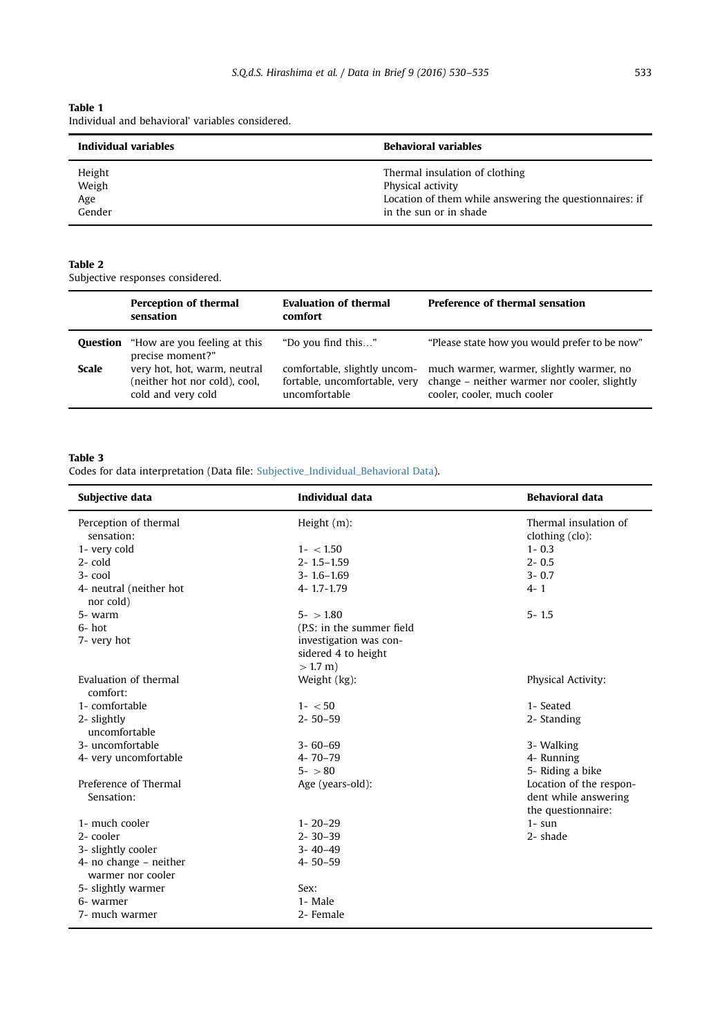**Table 1**
Individual and behavioral' variables considered.

| Individual variables | Behavioral variables |
|---|---|
| Height | Thermal insulation of clothing |
| Weigh | Physical activity |
| Age | Location of them while answering the questionnaires: if in the sun or in shade |
| Gender | |

**Table 2**
Subjective responses considered.

| | Perception of thermal sensation | Evaluation of thermal comfort | Preference of thermal sensation |
|---|---|---|---|
| **Question** | "How are you feeling at this precise moment?" | "Do you find this…" | "Please state how you would prefer to be now" |
| **Scale** | very hot, hot, warm, neutral (neither hot nor cold), cool, cold and very cold | comfortable, slightly uncomfortable, uncomfortable, very uncomfortable | much warmer, warmer, slightly warmer, no change – neither warmer nor cooler, slightly cooler, cooler, much cooler |

**Table 3**
Codes for data interpretation (Data file: Subjective_Individual_Behavioral Data).

| Subjective data | Individual data | Behavioral data |
|---|---|---|
| Perception of thermal sensation: | Height (m): | Thermal insulation of clothing (clo): |
| 1- very cold | 1- < 1.50 | 1- 0.3 |
| 2- cold | 2- 1.5–1.59 | 2- 0.5 |
| 3- cool | 3- 1.6–1.69 | 3- 0.7 |
| 4- neutral (neither hot nor cold) | 4- 1.7-1.79 | 4- 1 |
| 5- warm | 5- > 1.80 | 5- 1.5 |
| 6- hot | (P.S: in the summer field investigation was considered 4 to height > 1.7 m) | |
| 7- very hot | | |
| Evaluation of thermal comfort: | Weight (kg): | Physical Activity: |
| 1- comfortable | 1- < 50 | 1- Seated |
| 2- slightly uncomfortable | 2- 50–59 | 2- Standing |
| 3- uncomfortable | 3- 60–69 | 3- Walking |
| 4- very uncomfortable | 4- 70–79 | 4- Running |
| | 5- > 80 | 5- Riding a bike |
| Preference of Thermal Sensation: | Age (years-old): | Location of the respondent while answering the questionnaire: |
| 1- much cooler | 1- 20–29 | 1- sun |
| 2- cooler | 2- 30–39 | 2- shade |
| 3- slightly cooler | 3- 40–49 | |
| 4- no change – neither warmer nor cooler | 4- 50–59 | |
| 5- slightly warmer | Sex: | |
| 6- warmer | 1- Male | |
| 7- much warmer | 2- Female | |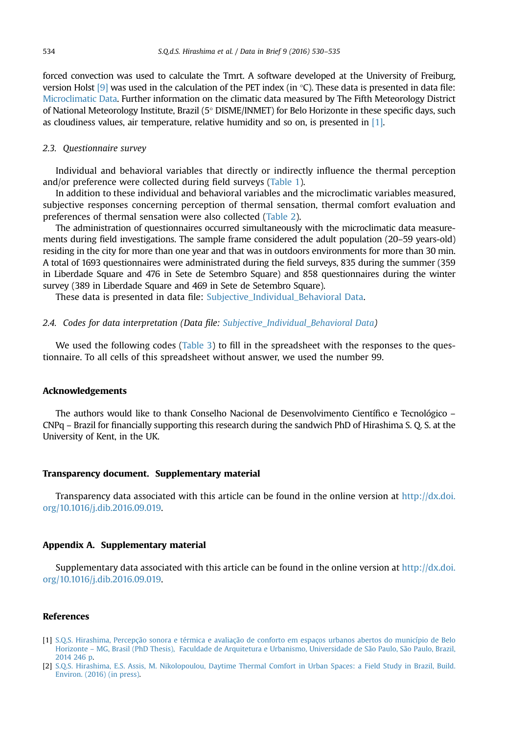forced convection was used to calculate the Tmrt. A software developed at the University of Freiburg, version Holst [9] was used in the calculation of the PET index (in °C). These data is presented in data file: Microclimatic Data. Further information on the climatic data measured by The Fifth Meteorology District of National Meteorology Institute, Brazil (5° DISME/INMET) for Belo Horizonte in these specific days, such as cloudiness values, air temperature, relative humidity and so on, is presented in [1].

### 2.3. Questionnaire survey

Individual and behavioral variables that directly or indirectly influence the thermal perception and/or preference were collected during field surveys (Table 1).

In addition to these individual and behavioral variables and the microclimatic variables measured, subjective responses concerning perception of thermal sensation, thermal comfort evaluation and preferences of thermal sensation were also collected (Table 2).

The administration of questionnaires occurred simultaneously with the microclimatic data measurements during field investigations. The sample frame considered the adult population (20–59 years-old) residing in the city for more than one year and that was in outdoors environments for more than 30 min. A total of 1693 questionnaires were administrated during the field surveys, 835 during the summer (359 in Liberdade Square and 476 in Sete de Setembro Square) and 858 questionnaires during the winter survey (389 in Liberdade Square and 469 in Sete de Setembro Square).

These data is presented in data file: Subjective_Individual_Behavioral Data.

### 2.4. Codes for data interpretation (Data file: Subjective_Individual_Behavioral Data)

We used the following codes (Table 3) to fill in the spreadsheet with the responses to the questionnaire. To all cells of this spreadsheet without answer, we used the number 99.

## Acknowledgements

The authors would like to thank Conselho Nacional de Desenvolvimento Científico e Tecnológico – CNPq – Brazil for financially supporting this research during the sandwich PhD of Hirashima S. Q. S. at the University of Kent, in the UK.

## Transparency document. Supplementary material

Transparency data associated with this article can be found in the online version at http://dx.doi.org/10.1016/j.dib.2016.09.019.

## Appendix A. Supplementary material

Supplementary data associated with this article can be found in the online version at http://dx.doi.org/10.1016/j.dib.2016.09.019.

## References

[1] S.Q.S. Hirashima, Percepção sonora e térmica e avaliação de conforto em espaços urbanos abertos do município de Belo Horizonte – MG, Brasil (PhD Thesis), Faculdade de Arquitetura e Urbanismo, Universidade de São Paulo, São Paulo, Brazil, 2014 246 p.

[2] S.Q.S. Hirashima, E.S. Assis, M. Nikolopoulou, Daytime Thermal Comfort in Urban Spaces: a Field Study in Brazil, Build. Environ. (2016) (in press).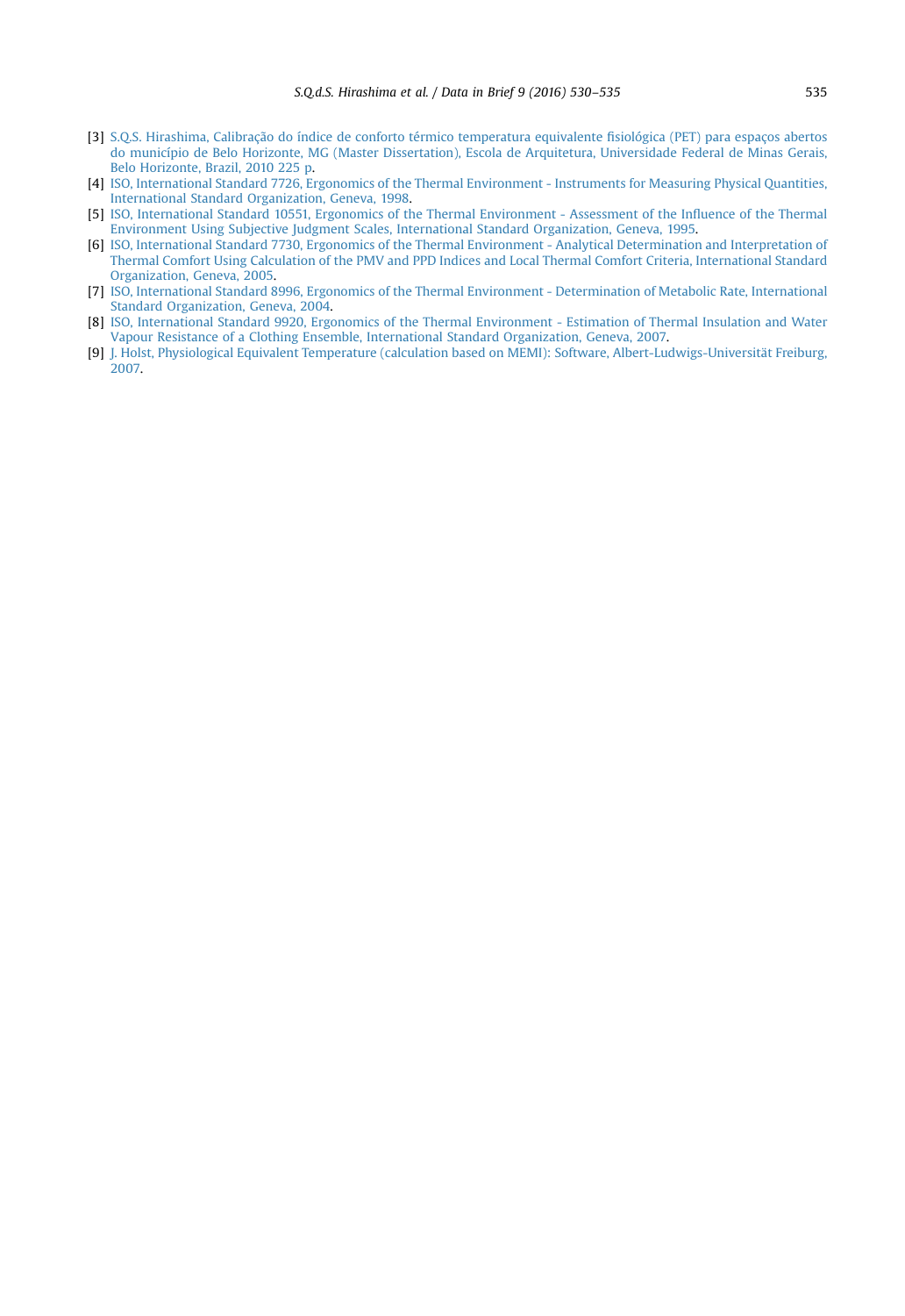[3] S.Q.S. Hirashima, Calibração do índice de conforto térmico temperatura equivalente fisiológica (PET) para espaços abertos do município de Belo Horizonte, MG (Master Dissertation), Escola de Arquitetura, Universidade Federal de Minas Gerais, Belo Horizonte, Brazil, 2010 225 p.

[4] ISO, International Standard 7726, Ergonomics of the Thermal Environment - Instruments for Measuring Physical Quantities, International Standard Organization, Geneva, 1998.

[5] ISO, International Standard 10551, Ergonomics of the Thermal Environment - Assessment of the Influence of the Thermal Environment Using Subjective Judgment Scales, International Standard Organization, Geneva, 1995.

[6] ISO, International Standard 7730, Ergonomics of the Thermal Environment - Analytical Determination and Interpretation of Thermal Comfort Using Calculation of the PMV and PPD Indices and Local Thermal Comfort Criteria, International Standard Organization, Geneva, 2005.

[7] ISO, International Standard 8996, Ergonomics of the Thermal Environment - Determination of Metabolic Rate, International Standard Organization, Geneva, 2004.

[8] ISO, International Standard 9920, Ergonomics of the Thermal Environment - Estimation of Thermal Insulation and Water Vapour Resistance of a Clothing Ensemble, International Standard Organization, Geneva, 2007.

[9] J. Holst, Physiological Equivalent Temperature (calculation based on MEMI): Software, Albert-Ludwigs-Universität Freiburg, 2007.